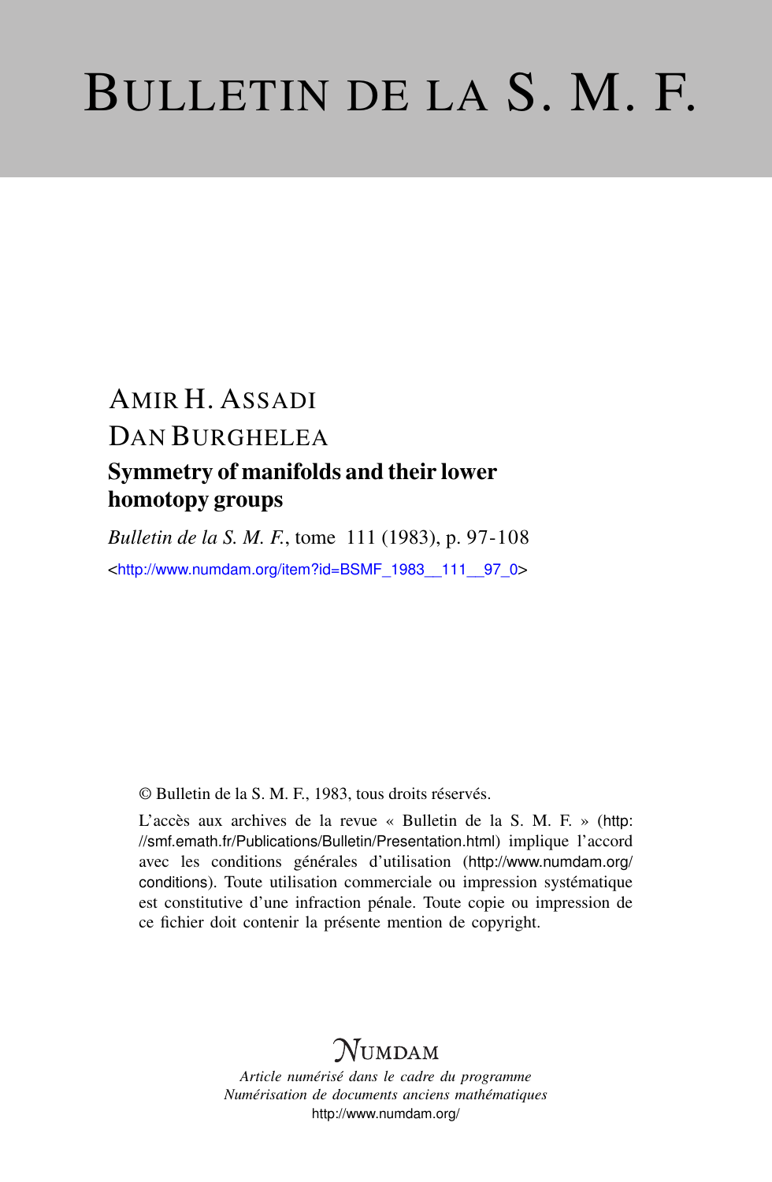# BULLETIN DE LA S. M. F.

AMIR H. ASSADI

DAN BURGHELEA

## Symmetry of manifolds and their lower homotopy groups

*Bulletin de la S. M. F.*, tome 111 (1983), p. 97-108

<http://www.numdam.org/item?id=BSMF_1983__111__97_0>

© Bulletin de la S. M. F., 1983, tous droits réservés.

L'accès aux archives de la revue « Bulletin de la S. M. F. » (http://smf.emath.fr/Publications/Bulletin/Presentation.html) implique l'accord avec les conditions générales d'utilisation (http://www.numdam.org/conditions). Toute utilisation commerciale ou impression systématique est constitutive d'une infraction pénale. Toute copie ou impression de ce fichier doit contenir la présente mention de copyright.

NUMDAM

*Article numérisé dans le cadre du programme Numérisation de documents anciens mathématiques*

http://www.numdam.org/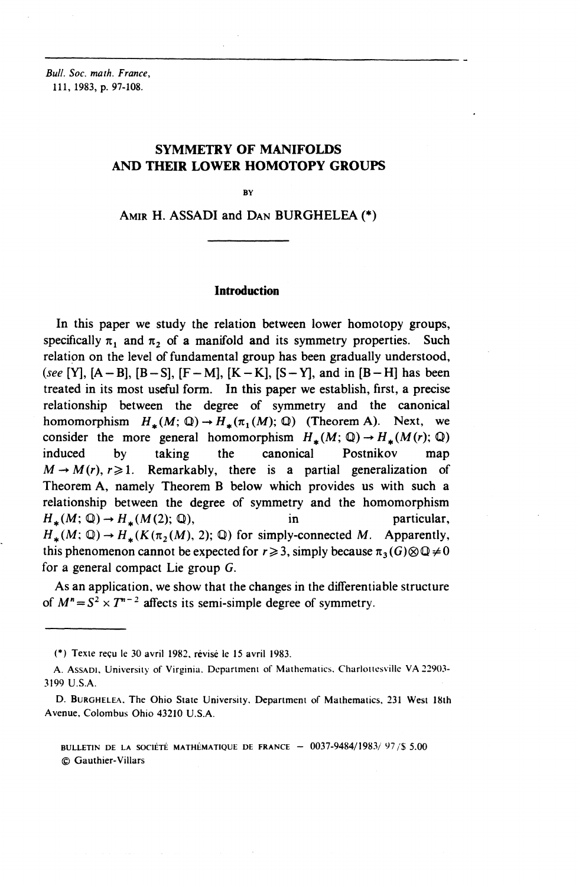# SYMMETRY OF MANIFOLDS AND THEIR LOWER HOMOTOPY GROUPS

BY

AMIR H. ASSADI and DAN BURGHELEA (*)

## Introduction

In this paper we study the relation between lower homotopy groups, specifically $\pi_1$ and $\pi_2$ of a manifold and its symmetry properties. Such relation on the level of fundamental group has been gradually understood, (*see* [Y], [A − B], [B − S], [F − M], [K − K], [S − Y], and in [B − H] has been treated in its most useful form. In this paper we establish, first, a precise relationship between the degree of symmetry and the canonical homomorphism $H_*(M; \mathbb{Q}) \to H_*(\pi_1(M); \mathbb{Q})$ (Theorem A). Next, we consider the more general homomorphism $H_*(M; \mathbb{Q}) \to H_*(M(r); \mathbb{Q})$ induced by taking the canonical Postnikov map $M \to M(r)$, $r \geqslant 1$. Remarkably, there is a partial generalization of Theorem A, namely Theorem B below which provides us with such a relationship between the degree of symmetry and the homomorphism $H_*(M; \mathbb{Q}) \to H_*(M(2); \mathbb{Q})$, in particular, $H_*(M; \mathbb{Q}) \to H_*(K(\pi_2(M), 2); \mathbb{Q})$ for simply-connected $M$. Apparently, this phenomenon cannot be expected for $r \geqslant 3$, simply because $\pi_3(G) \otimes \mathbb{Q} \neq 0$ for a general compact Lie group $G$.

As an application, we show that the changes in the differentiable structure of $M^n = S^2 \times T^{n-2}$ affects its semi-simple degree of symmetry.

---

(*) Texte reçu le 30 avril 1982, révisé le 15 avril 1983.

A. ASSADI, University of Virginia, Department of Mathematics, Charlottesville VA 22903-3199 U.S.A.

D. BURGHELEA, The Ohio State University, Department of Mathematics, 231 West 18th Avenue, Colombus Ohio 43210 U.S.A.

BULLETIN DE LA SOCIÉTÉ MATHÉMATIQUE DE FRANCE — 0037-9484/1983/ 97 /$ 5.00
© Gauthier-Villars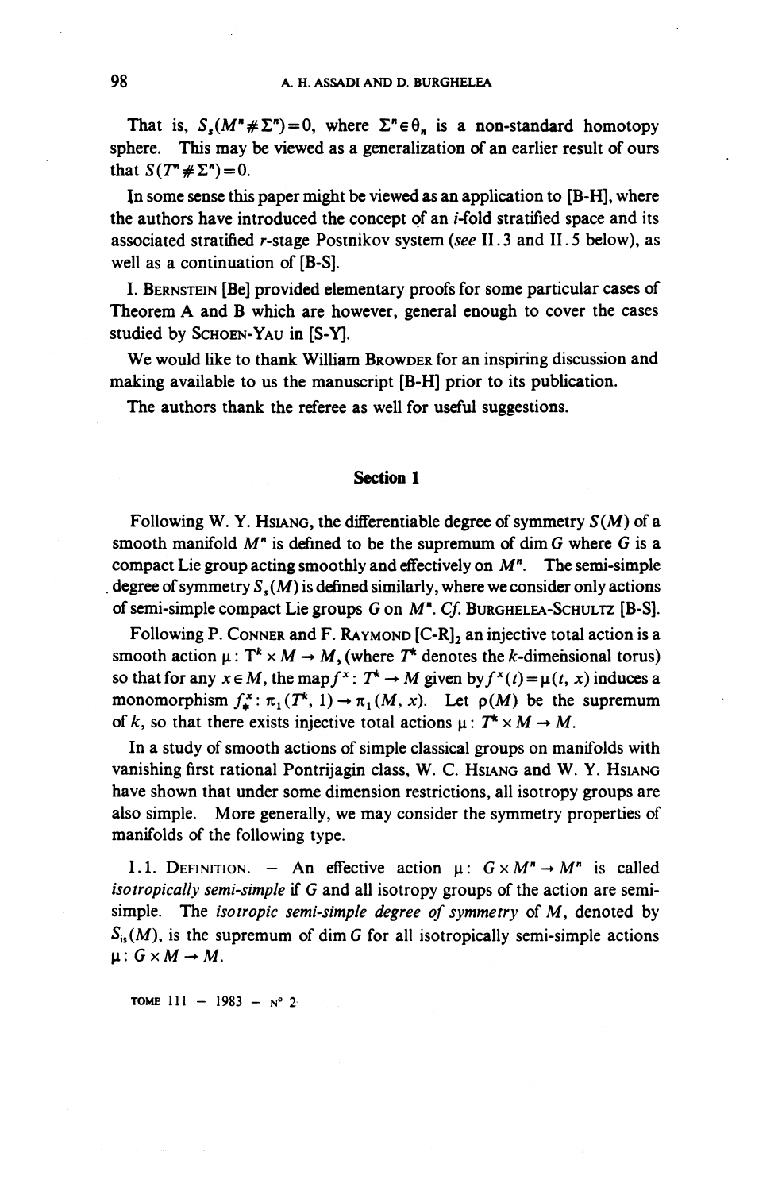That is, $S_s(M^n \# \Sigma^n) = 0$, where $\Sigma^n \in \theta_n$ is a non-standard homotopy sphere. This may be viewed as a generalization of an earlier result of ours that $S(T^n \# \Sigma^n) = 0$.

In some sense this paper might be viewed as an application to [B-H], where the authors have introduced the concept of an *i*-fold stratified space and its associated stratified *r*-stage Postnikov system (*see* II.3 and II.5 below), as well as a continuation of [B-S].

I. Bernstein [Be] provided elementary proofs for some particular cases of Theorem A and B which are however, general enough to cover the cases studied by Schoen-Yau in [S-Y].

We would like to thank William Browder for an inspiring discussion and making available to us the manuscript [B-H] prior to its publication.

The authors thank the referee as well for useful suggestions.

## Section 1

Following W. Y. Hsiang, the differentiable degree of symmetry $S(M)$ of a smooth manifold $M^n$ is defined to be the supremum of $\dim G$ where $G$ is a compact Lie group acting smoothly and effectively on $M^n$. The semi-simple degree of symmetry $S_s(M)$ is defined similarly, where we consider only actions of semi-simple compact Lie groups $G$ on $M^n$. *Cf.* Burghelea-Schultz [B-S].

Following P. Conner and F. Raymond $[C\text{-}R]_2$ an injective total action is a smooth action $\mu : T^k \times M \to M$, (where $T^k$ denotes the $k$-dimensional torus) so that for any $x \in M$, the map $f^x : T^k \to M$ given by $f^x(t) = \mu(t, x)$ induces a monomorphism $f^x_* : \pi_1(T^k, 1) \to \pi_1(M, x)$. Let $\rho(M)$ be the supremum of $k$, so that there exists injective total actions $\mu : T^k \times M \to M$.

In a study of smooth actions of simple classical groups on manifolds with vanishing first rational Pontrijagin class, W. C. Hsiang and W. Y. Hsiang have shown that under some dimension restrictions, all isotropy groups are also simple. More generally, we may consider the symmetry properties of manifolds of the following type.

I.1. Definition. — An effective action $\mu : G \times M^n \to M^n$ is called *isotropically semi-simple* if $G$ and all isotropy groups of the action are semi-simple. The *isotropic semi-simple degree of symmetry* of $M$, denoted by $S_{is}(M)$, is the supremum of $\dim G$ for all isotropically semi-simple actions $\mu : G \times M \to M$.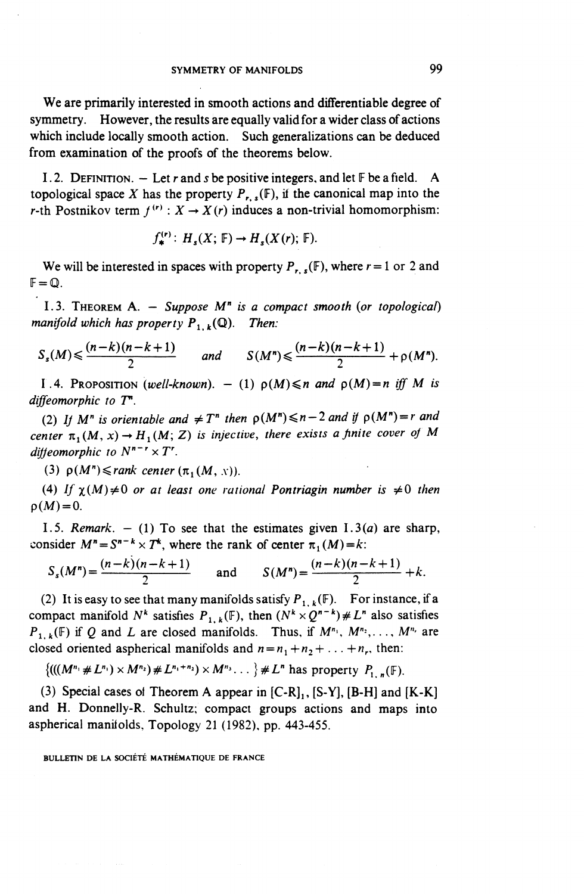We are primarily interested in smooth actions and differentiable degree of symmetry. However, the results are equally valid for a wider class of actions which include locally smooth action. Such generalizations can be deduced from examination of the proofs of the theorems below.

I.2. DEFINITION. — Let $r$ and $s$ be positive integers, and let $\mathbb{F}$ be a field. A topological space $X$ has the property $P_{r,s}(\mathbb{F})$, if the canonical map into the $r$-th Postnikov term $f^{(r)} : X \to X(r)$ induces a non-trivial homomorphism:

$$f_*^{(r)} : H_s(X; \mathbb{F}) \to H_s(X(r); \mathbb{F}).$$

We will be interested in spaces with property $P_{r,s}(\mathbb{F})$, where $r = 1$ or 2 and $\mathbb{F} = \mathbb{Q}$.

I.3. THEOREM A. — *Suppose $M^n$ is a compact smooth (or topological) manifold which has property $P_{1,k}(\mathbb{Q})$. Then:*

$$S_s(M) \leqslant \frac{(n-k)(n-k+1)}{2} \quad \text{and} \quad S(M^n) \leqslant \frac{(n-k)(n-k+1)}{2} + \rho(M^n).$$

I.4. PROPOSITION (*well-known*). — (1) *$\rho(M) \leqslant n$ and $\rho(M) = n$ iff $M$ is diffeomorphic to $T^n$.*

(2) *If $M^n$ is orientable and $\neq T^n$ then $\rho(M^n) \leqslant n-2$ and if $\rho(M^n) = r$ and center $\pi_1(M, x) \to H_1(M; Z)$ is injective, there exists a finite cover of $M$ diffeomorphic to $N^{n-r} \times T^r$.*

(3) *$\rho(M^n) \leqslant$ rank center $(\pi_1(M, x))$.*

(4) *If $\chi(M) \neq 0$ or at least one rational Pontriagin number is $\neq 0$ then $\rho(M) = 0$.*

I.5. *Remark.* — (1) To see that the estimates given I.3(*a*) are sharp, consider $M^n = S^{n-k} \times T^k$, where the rank of center $\pi_1(M) = k$:

$$S_s(M^n) = \frac{(n-k)(n-k+1)}{2} \quad \text{and} \quad S(M^n) = \frac{(n-k)(n-k+1)}{2} + k.$$

(2) It is easy to see that many manifolds satisfy $P_{1,k}(\mathbb{F})$. For instance, if a compact manifold $N^k$ satisfies $P_{1,k}(\mathbb{F})$, then $(N^k \times Q^{n-k}) \# L^n$ also satisfies $P_{1,k}(\mathbb{F})$ if $Q$ and $L$ are closed manifolds. Thus, if $M^{n_1}, M^{n_2}, \ldots, M^{n_r}$ are closed oriented aspherical manifolds and $n = n_1 + n_2 + \ldots + n_r$, then:

$$\{(((M^{n_1} \# L^{n_1}) \times M^{n_2}) \# L^{n_1+n_2}) \times M^{n_3} \ldots \} \# L^n \text{ has property } P_{1,n}(\mathbb{F}).$$

(3) Special cases of Theorem A appear in [C-R]$_1$, [S-Y], [B-H] and [K-K] and H. Donnelly-R. Schultz; compact groups actions and maps into aspherical manifolds, Topology 21 (1982), pp. 443-455.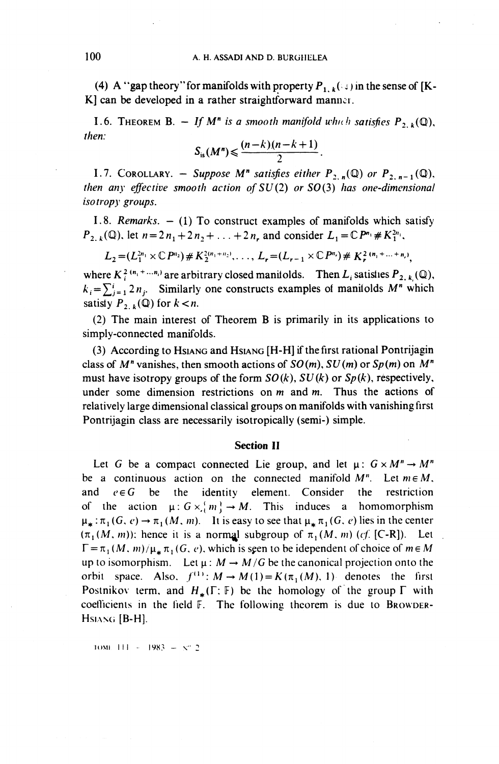(4) A "gap theory" for manifolds with property $P_{1,k}(\cdot)$ in the sense of [K-K] can be developed in a rather straightforward manner.

I.6. THEOREM B. — *If $M^n$ is a smooth manifold which satisfies $P_{2,k}(\mathbb{Q})$, then:*

$$S_{is}(M^n) \leqslant \frac{(n-k)(n-k+1)}{2}.$$

I.7. COROLLARY. — *Suppose $M^n$ satisfies either $P_{2,n}(\mathbb{Q})$ or $P_{2,n-1}(\mathbb{Q})$, then any effective smooth action of $SU(2)$ or $SO(3)$ has one-dimensional isotropy groups.*

I.8. *Remarks.* — (1) To construct examples of manifolds which satisfy $P_{2,k}(\mathbb{Q})$, let $n = 2n_1 + 2n_2 + \ldots + 2n_r$ and consider $L_1 = \mathbb{C}P^{n_1} \# K_1^{2n_1}$,

$$L_2 = (L_1^{2n_1} \times \mathbb{C}P^{n_2}) \# K_2^{2(n_1+n_2)}, \ldots, L_r = (L_{r-1} \times \mathbb{C}P^{n_r}) \# K_r^{2(n_1+\ldots+n_r)},$$

where $K_i^{2(n_1+\ldots n_i)}$ are arbitrary closed manifolds. Then $L_i$ satisfies $P_{2,k_i}(\mathbb{Q})$, $k_i = \sum_{j=1}^{i} 2n_j$. Similarly one constructs examples of manifolds $M^n$ which satisfy $P_{2,k}(\mathbb{Q})$ for $k < n$.

(2) The main interest of Theorem B is primarily in its applications to simply-connected manifolds.

(3) According to HSIANG and HSIANG [H-H] if the first rational Pontrijagin class of $M^n$ vanishes, then smooth actions of $SO(m)$, $SU(m)$ or $Sp(m)$ on $M^n$ must have isotropy groups of the form $SO(k)$, $SU(k)$ or $Sp(k)$, respectively, under some dimension restrictions on $m$ and $m$. Thus the actions of relatively large dimensional classical groups on manifolds with vanishing first Pontrijagin class are necessarily isotropically (semi-) simple.

## Section II

Let $G$ be a compact connected Lie group, and let $\mu: G \times M^n \to M^n$ be a continuous action on the connected manifold $M^n$. Let $m \in M$, and $e \in G$ be the identity element. Consider the restriction of the action $\mu: G \times \{m\} \to M$. This induces a homomorphism $\mu_*: \pi_1(G, e) \to \pi_1(M, m)$. It is easy to see that $\mu_* \pi_1(G, e)$ lies in the center $(\pi_1(M, m))$; hence it is a normal subgroup of $\pi_1(M, m)$ (*cf.* [C-R]). Let $\Gamma = \pi_1(M, m)/\mu_* \pi_1(G, e)$, which is seen to be idependent of choice of $m \in M$ up to isomorphism. Let $\mu: M \to M/G$ be the canonical projection onto the orbit space. Also, $f^{(1)}: M \to M(1) = K(\pi_1(M), 1)$ denotes the first Postnikov term, and $H_*(\Gamma; \mathbb{F})$ be the homology of the group $\Gamma$ with coefficients in the field $\mathbb{F}$. The following theorem is due to BROWDER-HSIANG [B-H].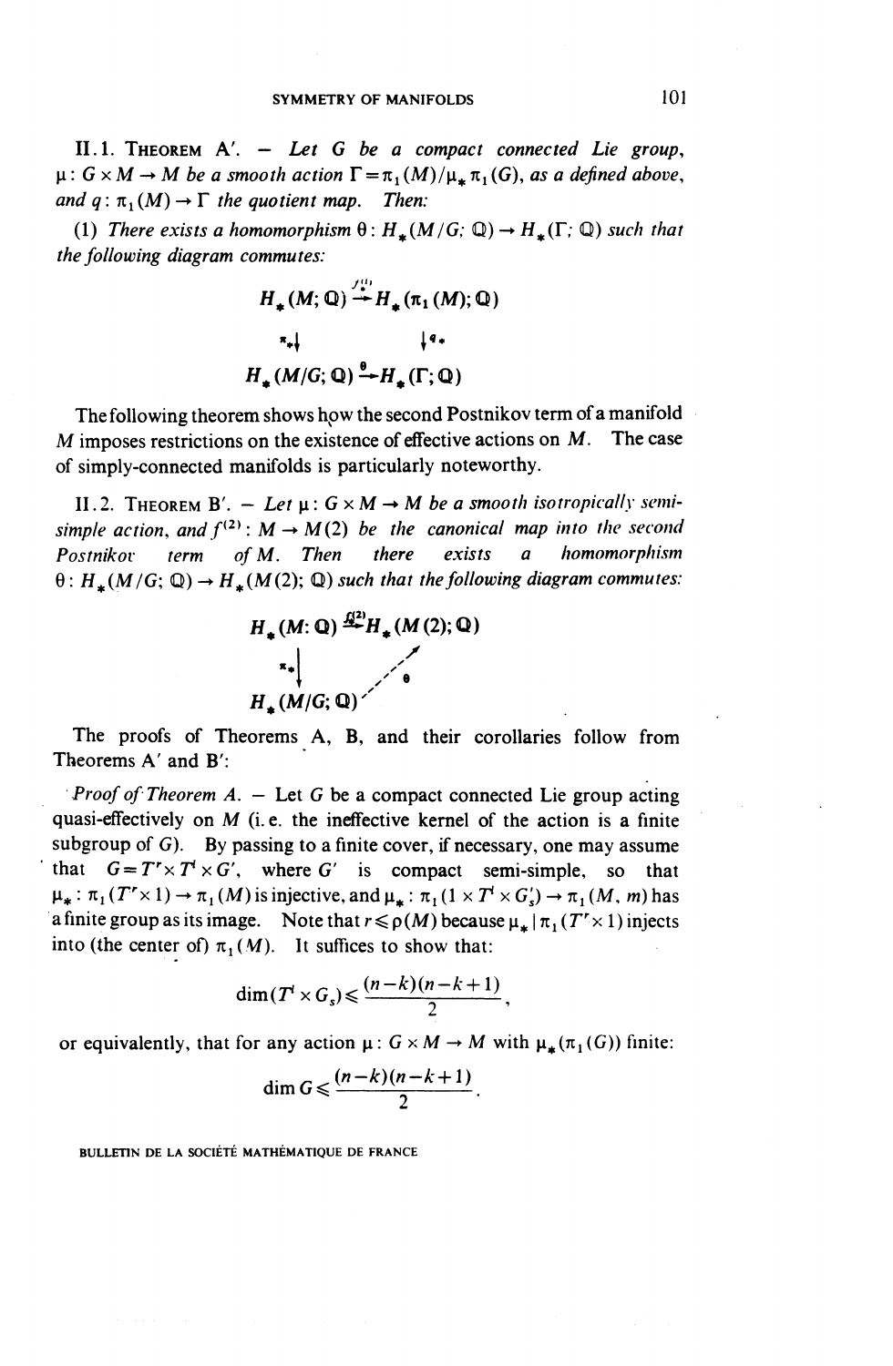II.1. THEOREM A'. — *Let $G$ be a compact connected Lie group, $\mu: G \times M \to M$ be a smooth action $\Gamma = \pi_1(M)/\mu_* \pi_1(G)$, as a defined above, and $q: \pi_1(M) \to \Gamma$ the quotient map. Then:*

(1) *There exists a homomorphism $\theta: H_*(M/G; \mathbb{Q}) \to H_*(\Gamma; \mathbb{Q})$ such that the following diagram commutes:*

$$\begin{array}{ccc} H_*(M; \mathbb{Q}) & \xrightarrow{f_*^{(1)}} & H_*(\pi_1(M); \mathbb{Q}) \\ \pi_* \downarrow & & \downarrow q_* \\ H_*(M/G; \mathbb{Q}) & \xrightarrow{\theta} & H_*(\Gamma; \mathbb{Q}) \end{array}$$

The following theorem shows how the second Postnikov term of a manifold $M$ imposes restrictions on the existence of effective actions on $M$. The case of simply-connected manifolds is particularly noteworthy.

II.2. THEOREM B'. — *Let $\mu: G \times M \to M$ be a smooth isotropically semi-simple action, and $f^{(2)}: M \to M(2)$ be the canonical map into the second Postnikov term of $M$. Then there exists a homomorphism $\theta: H_*(M/G; \mathbb{Q}) \to H_*(M(2); \mathbb{Q})$ such that the following diagram commutes:*

$$\begin{array}{ccc} H_*(M; \mathbb{Q}) & \xrightarrow{f_*^{(2)}} & H_*(M(2); \mathbb{Q}) \\ \pi_* \downarrow & \nearrow_{\theta} & \\ H_*(M/G; \mathbb{Q}) & & \end{array}$$

The proofs of Theorems A, B, and their corollaries follow from Theorems A' and B':

*Proof of Theorem A.* — Let $G$ be a compact connected Lie group acting quasi-effectively on $M$ (i. e. the ineffective kernel of the action is a finite subgroup of $G$). By passing to a finite cover, if necessary, one may assume that $G = T^r \times T^t \times G'$, where $G'$ is compact semi-simple, so that $\mu_*: \pi_1(T^r \times 1) \to \pi_1(M)$ is injective, and $\mu_*: \pi_1(1 \times T^t \times G_s') \to \pi_1(M, m)$ has a finite group as its image. Note that $r \leqslant \rho(M)$ because $\mu_* \mid \pi_1(T^r \times 1)$ injects into (the center of) $\pi_1(M)$. It suffices to show that:

$$\dim(T^t \times G_s) \leqslant \frac{(n-k)(n-k+1)}{2},$$

or equivalently, that for any action $\mu: G \times M \to M$ with $\mu_*(\pi_1(G))$ finite:

$$\dim G \leqslant \frac{(n-k)(n-k+1)}{2}.$$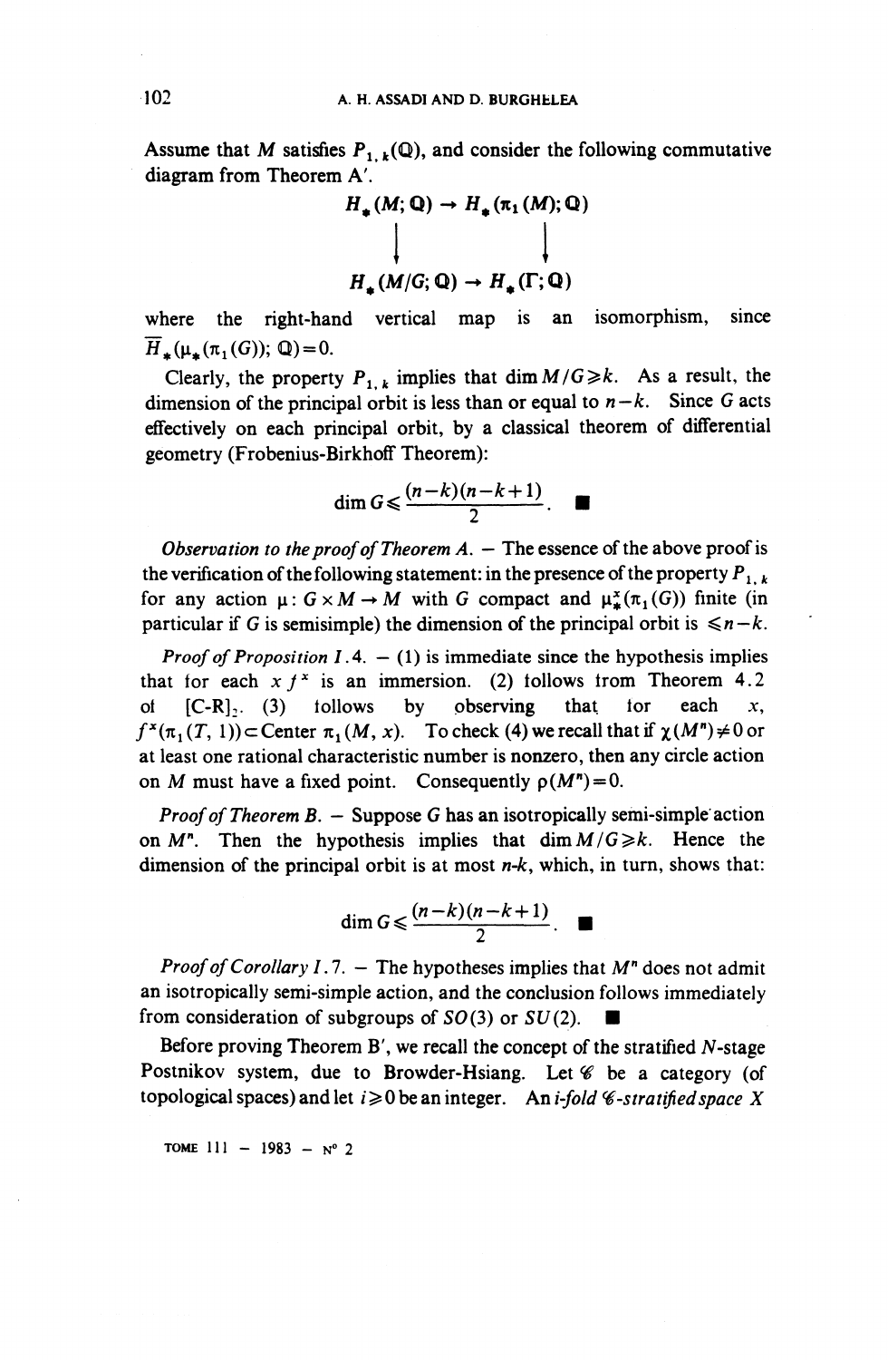Assume that $M$ satisfies $P_{1,k}(\mathbb{Q})$, and consider the following commutative diagram from Theorem A'.

$$\begin{array}{ccc} H_*(M;\mathbb{Q}) & \rightarrow & H_*(\pi_1(M);\mathbb{Q}) \\ \downarrow & & \downarrow \\ H_*(M/G;\mathbb{Q}) & \rightarrow & H_*(\Gamma;\mathbb{Q}) \end{array}$$

where the right-hand vertical map is an isomorphism, since $\overline{H}_*(\mu_*(\pi_1(G));\mathbb{Q})=0$.

Clearly, the property $P_{1,k}$ implies that $\dim M/G \geqslant k$. As a result, the dimension of the principal orbit is less than or equal to $n-k$. Since $G$ acts effectively on each principal orbit, by a classical theorem of differential geometry (Frobenius-Birkhoff Theorem):

$$\dim G \leqslant \frac{(n-k)(n-k+1)}{2}. \quad \blacksquare$$

*Observation to the proof of Theorem A.* — The essence of the above proof is the verification of the following statement: in the presence of the property $P_{1,k}$ for any action $\mu: G\times M \rightarrow M$ with $G$ compact and $\mu_*^x(\pi_1(G))$ finite (in particular if $G$ is semisimple) the dimension of the principal orbit is $\leqslant n-k$.

*Proof of Proposition I.4.* — (1) is immediate since the hypothesis implies that for each $x$ $f^x$ is an immersion. (2) follows from Theorem 4.2 of [C-R]$_2$. (3) follows by observing that for each $x$, $f^x(\pi_1(T,1)) \subset \text{Center } \pi_1(M,x)$. To check (4) we recall that if $\chi(M^n)\neq 0$ or at least one rational characteristic number is nonzero, then any circle action on $M$ must have a fixed point. Consequently $\rho(M^n)=0$.

*Proof of Theorem B.* — Suppose $G$ has an isotropically semi-simple action on $M^n$. Then the hypothesis implies that $\dim M/G \geqslant k$. Hence the dimension of the principal orbit is at most $n$-$k$, which, in turn, shows that:

$$\dim G \leqslant \frac{(n-k)(n-k+1)}{2}. \quad \blacksquare$$

*Proof of Corollary I.7.* — The hypotheses implies that $M^n$ does not admit an isotropically semi-simple action, and the conclusion follows immediately from consideration of subgroups of $SO(3)$ or $SU(2)$. $\blacksquare$

Before proving Theorem B', we recall the concept of the stratified $N$-stage Postnikov system, due to Browder-Hsiang. Let $\mathscr{C}$ be a category (of topological spaces) and let $i\geqslant 0$ be an integer. An *i-fold $\mathscr{C}$-stratified space* $X$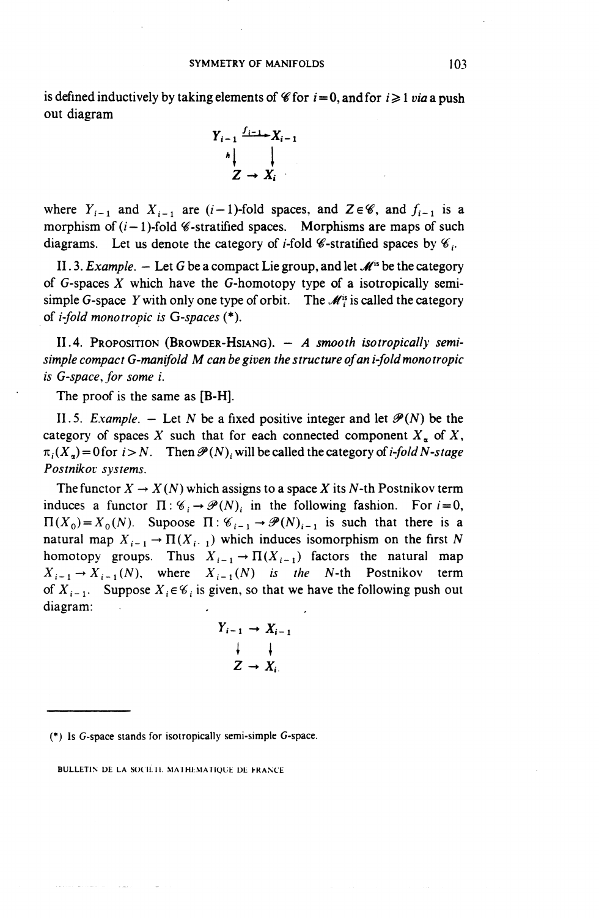is defined inductively by taking elements of $\mathscr{C}$ for $i=0$, and for $i\geqslant 1$ *via* a push out diagram

$$\begin{array}{ccc} Y_{i-1} & \xrightarrow{f_{i-1}} & X_{i-1} \\ {\scriptstyle h}\downarrow & & \downarrow \\ Z & \rightarrow & X_i \end{array}$$

where $Y_{i-1}$ and $X_{i-1}$ are $(i-1)$-fold spaces, and $Z\in\mathscr{C}$, and $f_{i-1}$ is a morphism of $(i-1)$-fold $\mathscr{C}$-stratified spaces. Morphisms are maps of such diagrams. Let us denote the category of $i$-fold $\mathscr{C}$-stratified spaces by $\mathscr{C}_i$.

II.3. *Example*. – Let $G$ be a compact Lie group, and let $\mathscr{M}^{is}$ be the category of $G$-spaces $X$ which have the $G$-homotopy type of a isotropically semi-simple $G$-space $Y$ with only one type of orbit. The $\mathscr{M}_i^{is}$ is called the category of *i-fold monotropic is* G-*spaces* (*).

II.4. PROPOSITION (BROWDER-HSIANG). – *A smooth isotropically semi-simple compact G-manifold M can be given the structure of an i-fold monotropic is G-space, for some i.*

The proof is the same as [B-H].

II.5. *Example*. – Let $N$ be a fixed positive integer and let $\mathscr{P}(N)$ be the category of spaces $X$ such that for each connected component $X_\alpha$ of $X$, $\pi_i(X_\alpha)=0$ for $i>N$. Then $\mathscr{P}(N)_i$ will be called the category of *i-fold N-stage Postnikov systems*.

The functor $X\rightarrow X(N)$ which assigns to a space $X$ its $N$-th Postnikov term induces a functor $\Pi:\mathscr{C}_i\rightarrow\mathscr{P}(N)_i$ in the following fashion. For $i=0$, $\Pi(X_0)=X_0(N)$. Supoose $\Pi:\mathscr{C}_{i-1}\rightarrow\mathscr{P}(N)_{i-1}$ is such that there is a natural map $X_{i-1}\rightarrow\Pi(X_{i-1})$ which induces isomorphism on the first $N$ homotopy groups. Thus $X_{i-1}\rightarrow\Pi(X_{i-1})$ factors the natural map $X_{i-1}\rightarrow X_{i-1}(N)$, where $X_{i-1}(N)$ *is the* $N$-th Postnikov term of $X_{i-1}$. Suppose $X_i\in\mathscr{C}_i$ is given, so that we have the following push out diagram:

$$\begin{array}{ccc} Y_{i-1} & \rightarrow & X_{i-1} \\ \downarrow & & \downarrow \\ Z & \rightarrow & X_i \end{array}$$

(*) Is $G$-space stands for isotropically semi-simple $G$-space.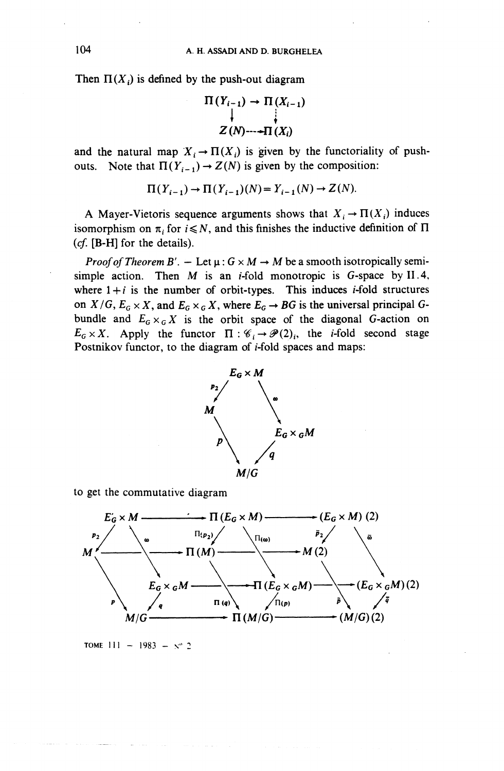Then $\Pi(X_i)$ is defined by the push-out diagram

$$\begin{array}{ccc} \Pi(Y_{i-1}) & \rightarrow & \Pi(X_{i-1}) \\ \downarrow & & \vdots \\ Z(N) & \dashrightarrow & \Pi(X_i) \end{array}$$

and the natural map $X_i \rightarrow \Pi(X_i)$ is given by the functoriality of push-outs. Note that $\Pi(Y_{i-1}) \rightarrow Z(N)$ is given by the composition:

$$\Pi(Y_{i-1}) \rightarrow \Pi(Y_{i-1})(N) = Y_{i-1}(N) \rightarrow Z(N).$$

A Mayer-Vietoris sequence arguments shows that $X_i \rightarrow \Pi(X_i)$ induces isomorphism on $\pi_i$ for $i \leqslant N$, and this finishes the inductive definition of $\Pi$ (*cf.* [B-H] for the details).

*Proof of Theorem B'*. — Let $\mu : G \times M \rightarrow M$ be a smooth isotropically semi-simple action. Then $M$ is an $i$-fold monotropic is $G$-space by II.4, where $1+i$ is the number of orbit-types. This induces $i$-fold structures on $X/G$, $E_G \times X$, and $E_G \times_G X$, where $E_G \rightarrow BG$ is the universal principal $G$-bundle and $E_G \times_G X$ is the orbit space of the diagonal $G$-action on $E_G \times X$. Apply the functor $\Pi : \mathscr{C}_i \rightarrow \mathscr{P}(2)_i$, the $i$-fold second stage Postnikov functor, to the diagram of $i$-fold spaces and maps:

$$\begin{array}{ccccc} & & E_G \times M & & \\ & {\scriptstyle p_2}\swarrow & & \searrow{\scriptstyle \omega} & \\ M & & & & E_G \times_G M \\ & {\scriptstyle p}\searrow & & \swarrow{\scriptstyle q} & \\ & & M/G & & \end{array}$$

to get the commutative diagram

$$\begin{array}{ccccc} E_G \times M & \longrightarrow & \Pi(E_G \times M) & \longrightarrow & (E_G \times M)(2) \\ {\scriptstyle p_2}\downarrow \quad \searrow{\scriptstyle \omega} & & {\scriptstyle \Pi(p_2)}\downarrow \quad \searrow{\scriptstyle \Pi(\omega)} & & {\scriptstyle \bar{p}_2}\downarrow \quad \searrow{\scriptstyle \bar{\omega}} \\ M \qquad E_G \times_G M & \longrightarrow & \Pi(M) \qquad \Pi(E_G \times_G M) & \longrightarrow & M(2) \qquad (E_G \times_G M)(2) \\ {\scriptstyle p}\searrow \quad \swarrow{\scriptstyle q} & & {\scriptstyle \Pi(q)}\searrow \quad \swarrow{\scriptstyle \Pi(p)} & & {\scriptstyle \bar{p}}\searrow \quad \swarrow{\scriptstyle \bar{q}} \\ M/G & \longrightarrow & \Pi(M/G) & \longrightarrow & (M/G)(2) \end{array}$$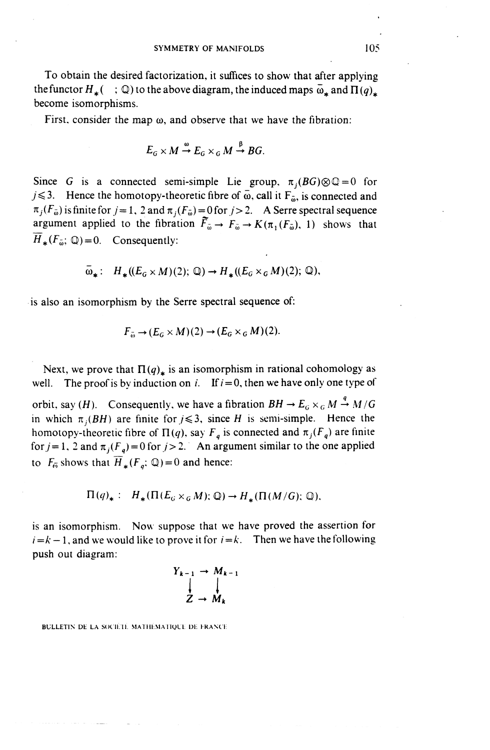To obtain the desired factorization, it suffices to show that after applying the functor $H_*(\ ;\mathbb{Q})$ to the above diagram, the induced maps $\bar{\omega}_*$ and $\Pi(q)_*$ become isomorphisms.

First, consider the map $\omega$, and observe that we have the fibration:

$$E_G \times M \xrightarrow{\omega} E_G \times_G M \xrightarrow{\beta} BG.$$

Since $G$ is a connected semi-simple Lie group, $\pi_j(BG)\otimes\mathbb{Q}=0$ for $j\leqslant 3$. Hence the homotopy-theoretic fibre of $\bar{\omega}$, call it $F_{\bar{\omega}}$, is connected and $\pi_j(F_{\bar{\omega}})$ is finite for $j=1,2$ and $\pi_j(F_{\bar{\omega}})=0$ for $j>2$. A Serre spectral sequence argument applied to the fibration $\tilde{F}_{\bar{\omega}} \to F_{\bar{\omega}} \to K(\pi_1(F_{\bar{\omega}}), 1)$ shows that $\bar{H}_*(F_{\bar{\omega}};\mathbb{Q})=0$. Consequently:

$$\bar{\omega}_*:\ H_*((E_G \times M)(2);\mathbb{Q}) \to H_*((E_G \times_G M)(2);\mathbb{Q}),$$

is also an isomorphism by the Serre spectral sequence of:

$$F_{\bar{\omega}} \to (E_G \times M)(2) \to (E_G \times_G M)(2).$$

Next, we prove that $\Pi(q)_*$ is an isomorphism in rational cohomology as well. The proof is by induction on $i$. If $i=0$, then we have only one type of orbit, say $(H)$. Consequently, we have a fibration $BH \to E_G \times_G M \xrightarrow{q} M/G$ in which $\pi_j(BH)$ are finite for $j\leqslant 3$, since $H$ is semi-simple. Hence the homotopy-theoretic fibre of $\Pi(q)$, say $F_q$ is connected and $\pi_j(F_q)$ are finite for $j=1,2$ and $\pi_j(F_q)=0$ for $j>2$. An argument similar to the one applied to $F_{\bar{\omega}}$ shows that $\bar{H}_*(F_q;\mathbb{Q})=0$ and hence:

$$\Pi(q)_*:\ H_*(\Pi(E_G \times_G M);\mathbb{Q}) \to H_*(\Pi(M/G);\mathbb{Q}),$$

is an isomorphism. Now suppose that we have proved the assertion for $i=k-1$, and we would like to prove it for $i=k$. Then we have the following push out diagram:

$$\begin{array}{ccc} Y_{k-1} & \to & M_{k-1} \\ \downarrow & & \downarrow \\ Z & \to & M_k \end{array}$$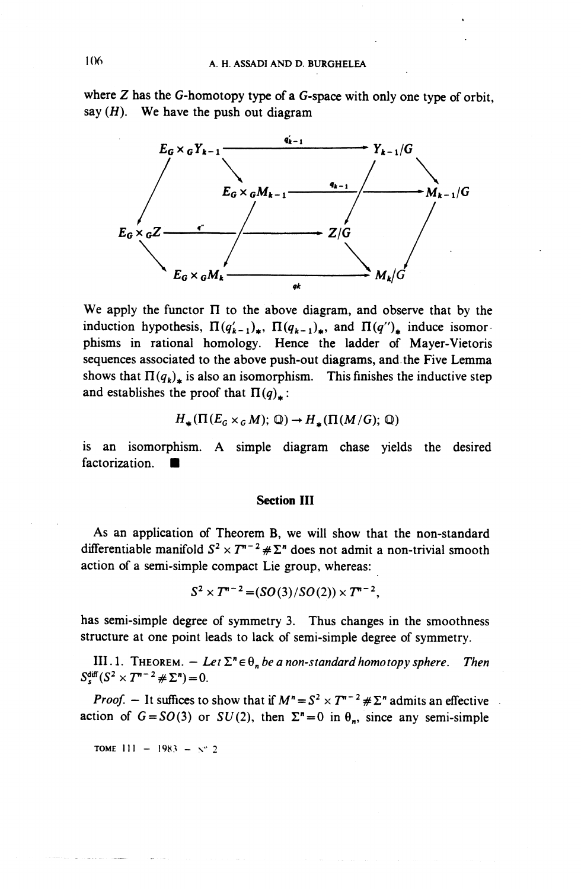where $Z$ has the $G$-homotopy type of a $G$-space with only one type of orbit, say $(H)$. We have the push out diagram

$$
\begin{array}{ccccc}
E_G \times_G Y_{k-1} & \xrightarrow{q'_{k-1}} & & & Y_{k-1}/G \\
& E_G \times_G M_{k-1} & \xrightarrow{q_{k-1}} & & M_{k-1}/G \\
E_G \times_G Z & \xrightarrow{q''} & & & Z/G \\
& E_G \times_G M_k & \xrightarrow{q_k} & & M_k/G
\end{array}
$$

We apply the functor $\Pi$ to the above diagram, and observe that by the induction hypothesis, $\Pi(q'_{k-1})_*$, $\Pi(q_{k-1})_*$, and $\Pi(q'')_*$ induce isomorphisms in rational homology. Hence the ladder of Mayer-Vietoris sequences associated to the above push-out diagrams, and the Five Lemma shows that $\Pi(q_k)_*$ is also an isomorphism. This finishes the inductive step and establishes the proof that $\Pi(q)_*$:

$$H_*(\Pi(E_G \times_G M); \mathbb{Q}) \to H_*(\Pi(M/G); \mathbb{Q})$$

is an isomorphism. A simple diagram chase yields the desired factorization. ■

## Section III

As an application of Theorem B, we will show that the non-standard differentiable manifold $S^2 \times T^{n-2} \# \Sigma^n$ does not admit a non-trivial smooth action of a semi-simple compact Lie group, whereas:

$$S^2 \times T^{n-2} = (SO(3)/SO(2)) \times T^{n-2},$$

has semi-simple degree of symmetry 3. Thus changes in the smoothness structure at one point leads to lack of semi-simple degree of symmetry.

III.1. THEOREM. — *Let $\Sigma^n \in \theta_n$ be a non-standard homotopy sphere. Then $S_s^{\text{diff}}(S^2 \times T^{n-2} \# \Sigma^n) = 0$.*

*Proof.* — It suffices to show that if $M^n = S^2 \times T^{n-2} \# \Sigma^n$ admits an effective action of $G = SO(3)$ or $SU(2)$, then $\Sigma^n = 0$ in $\theta_n$, since any semi-simple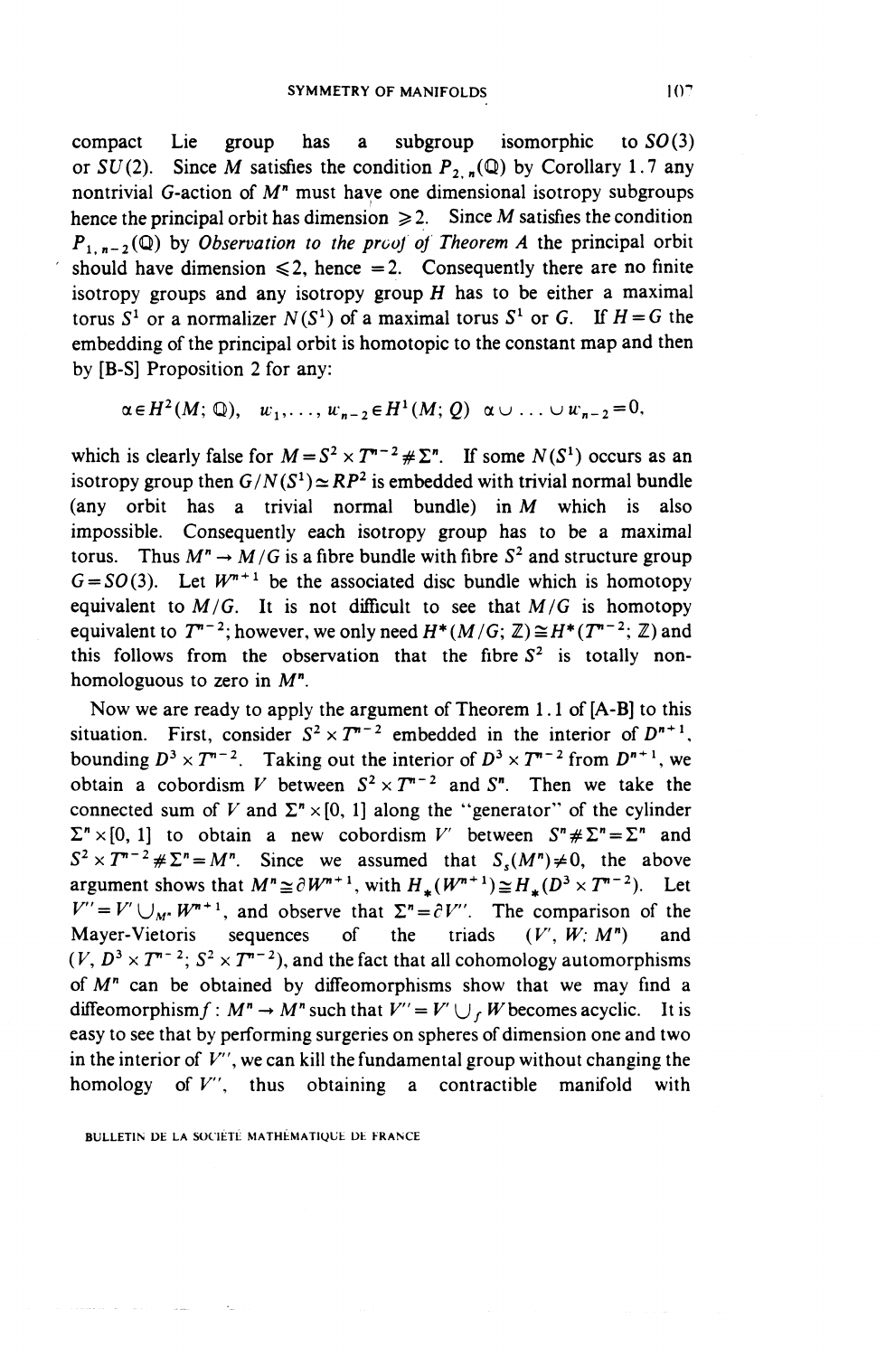compact Lie group has a subgroup isomorphic to $SO(3)$ or $SU(2)$. Since $M$ satisfies the condition $P_{2,n}(\mathbb{Q})$ by Corollary 1.7 any nontrivial $G$-action of $M^n$ must have one dimensional isotropy subgroups hence the principal orbit has dimension $\geqslant 2$. Since $M$ satisfies the condition $P_{1,n-2}(\mathbb{Q})$ by *Observation to the proof of Theorem A* the principal orbit should have dimension $\leqslant 2$, hence $= 2$. Consequently there are no finite isotropy groups and any isotropy group $H$ has to be either a maximal torus $S^1$ or a normalizer $N(S^1)$ of a maximal torus $S^1$ or $G$. If $H = G$ the embedding of the principal orbit is homotopic to the constant map and then by [B-S] Proposition 2 for any:

$$\alpha \in H^2(M; \mathbb{Q}), \quad w_1, \ldots, w_{n-2} \in H^1(M; Q) \quad \alpha \cup \ldots \cup w_{n-2} = 0,$$

which is clearly false for $M = S^2 \times T^{n-2} \# \Sigma^n$. If some $N(S^1)$ occurs as an isotropy group then $G/N(S^1) \simeq RP^2$ is embedded with trivial normal bundle (any orbit has a trivial normal bundle) in $M$ which is also impossible. Consequently each isotropy group has to be a maximal torus. Thus $M^n \to M/G$ is a fibre bundle with fibre $S^2$ and structure group $G = SO(3)$. Let $W^{n+1}$ be the associated disc bundle which is homotopy equivalent to $M/G$. It is not difficult to see that $M/G$ is homotopy equivalent to $T^{n-2}$; however, we only need $H^*(M/G; \mathbb{Z}) \cong H^*(T^{n-2}; \mathbb{Z})$ and this follows from the observation that the fibre $S^2$ is totally non-homologuous to zero in $M^n$.

Now we are ready to apply the argument of Theorem 1.1 of [A-B] to this situation. First, consider $S^2 \times T^{n-2}$ embedded in the interior of $D^{n+1}$, bounding $D^3 \times T^{n-2}$. Taking out the interior of $D^3 \times T^{n-2}$ from $D^{n+1}$, we obtain a cobordism $V$ between $S^2 \times T^{n-2}$ and $S^n$. Then we take the connected sum of $V$ and $\Sigma^n \times [0, 1]$ along the "generator" of the cylinder $\Sigma^n \times [0, 1]$ to obtain a new cobordism $V'$ between $S^n \# \Sigma^n = \Sigma^n$ and $S^2 \times T^{n-2} \# \Sigma^n = M^n$. Since we assumed that $S_s(M^n) \neq 0$, the above argument shows that $M^n \cong \partial W^{n+1}$, with $H_*(W^{n+1}) \cong H_*(D^3 \times T^{n-2})$. Let $V'' = V' \cup_{M^n} W^{n+1}$, and observe that $\Sigma^n = \partial V''$. The comparison of the Mayer-Vietoris sequences of the triads $(V', W; M^n)$ and $(V, D^3 \times T^{n-2}; S^2 \times T^{n-2})$, and the fact that all cohomology automorphisms of $M^n$ can be obtained by diffeomorphisms show that we may find a diffeomorphism $f: M^n \to M^n$ such that $V'' = V' \cup_f W$ becomes acyclic. It is easy to see that by performing surgeries on spheres of dimension one and two in the interior of $V''$, we can kill the fundamental group without changing the homology of $V''$, thus obtaining a contractible manifold with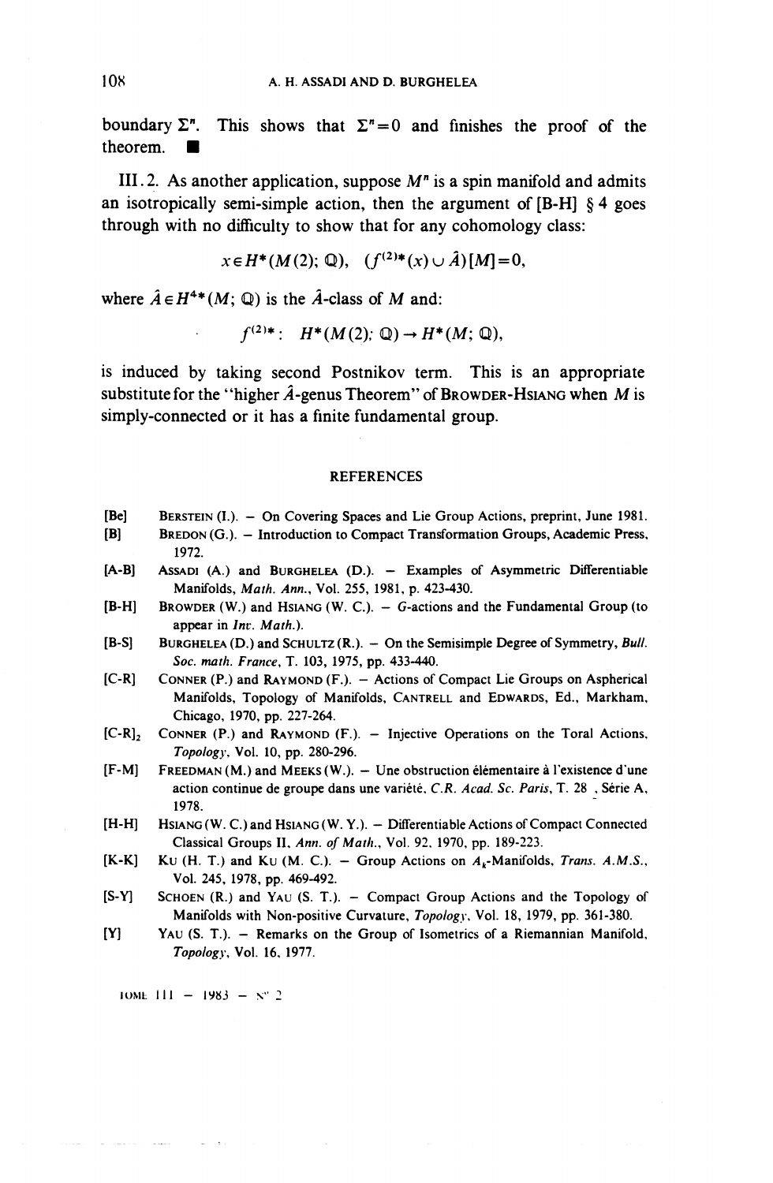boundary $\Sigma^n$. This shows that $\Sigma^n = 0$ and finishes the proof of the theorem. ■

III.2. As another application, suppose $M^n$ is a spin manifold and admits an isotropically semi-simple action, then the argument of [B-H] § 4 goes through with no difficulty to show that for any cohomology class:

$$x \in H^*(M(2); \mathbb{Q}), \quad (f^{(2)*}(x) \cup \hat{A})[M] = 0,$$

where $\hat{A} \in H^{4*}(M; \mathbb{Q})$ is the $\hat{A}$-class of $M$ and:

$$f^{(2)*}: \quad H^*(M(2); \mathbb{Q}) \to H^*(M; \mathbb{Q}),$$

is induced by taking second Postnikov term. This is an appropriate substitute for the "higher $\hat{A}$-genus Theorem" of BROWDER-HSIANG when $M$ is simply-connected or it has a finite fundamental group.

## REFERENCES

[Be] BERSTEIN (I.). — On Covering Spaces and Lie Group Actions, preprint, June 1981.

[B] BREDON (G.). — Introduction to Compact Transformation Groups, Academic Press, 1972.

[A-B] ASSADI (A.) and BURGHELEA (D.). — Examples of Asymmetric Differentiable Manifolds, *Math. Ann.*, Vol. 255, 1981, p. 423-430.

[B-H] BROWDER (W.) and HSIANG (W. C.). — G-actions and the Fundamental Group (to appear in *Inv. Math.*).

[B-S] BURGHELEA (D.) and SCHULTZ (R.). — On the Semisimple Degree of Symmetry, *Bull. Soc. math. France*, T. 103, 1975, pp. 433-440.

[C-R] CONNER (P.) and RAYMOND (F.). — Actions of Compact Lie Groups on Aspherical Manifolds, Topology of Manifolds, CANTRELL and EDWARDS, Ed., Markham, Chicago, 1970, pp. 227-264.

[C-R]$_2$ CONNER (P.) and RAYMOND (F.). — Injective Operations on the Toral Actions, *Topology*, Vol. 10, pp. 280-296.

[F-M] FREEDMAN (M.) and MEEKS (W.). — Une obstruction élémentaire à l'existence d'une action continue de groupe dans une variété, *C.R. Acad. Sc. Paris*, T. 28 , Série A, 1978.

[H-H] HSIANG (W. C.) and HSIANG (W. Y.). — Differentiable Actions of Compact Connected Classical Groups II, *Ann. of Math.*, Vol. 92, 1970, pp. 189-223.

[K-K] KU (H. T.) and KU (M. C.). — Group Actions on $A_k$-Manifolds, *Trans. A.M.S.*, Vol. 245, 1978, pp. 469-492.

[S-Y] SCHOEN (R.) and YAU (S. T.). — Compact Group Actions and the Topology of Manifolds with Non-positive Curvature, *Topology*, Vol. 18, 1979, pp. 361-380.

[Y] YAU (S. T.). — Remarks on the Group of Isometrics of a Riemannian Manifold, *Topology*, Vol. 16, 1977.